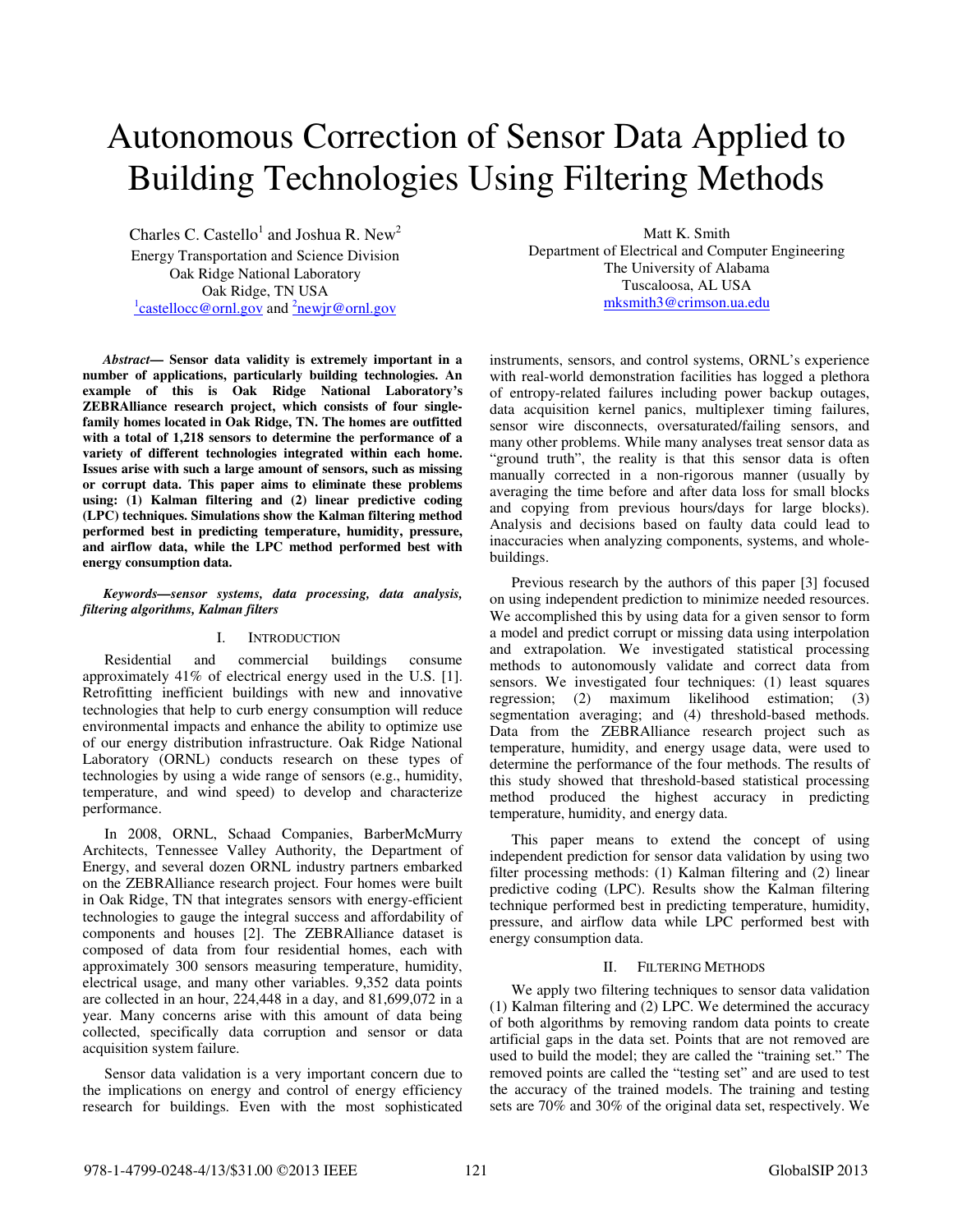# Autonomous Correction of Sensor Data Applied to Building Technologies Using Filtering Methods

Charles C. Castello[1] and Joshua R. New[2]
Energy Transportation and Science Division
Oak Ridge National Laboratory
Oak Ridge, TN USA
[1]castellocc@ornl.gov and [2]newjr@ornl.gov

Matt K. Smith
Department of Electrical and Computer Engineering
The University of Alabama
Tuscaloosa, AL USA
mksmith3@crimson.ua.edu

***Abstract*— Sensor data validity is extremely important in a number of applications, particularly building technologies. An example of this is Oak Ridge National Laboratory's ZEBRAlliance research project, which consists of four single-family homes located in Oak Ridge, TN. The homes are outfitted with a total of 1,218 sensors to determine the performance of a variety of different technologies integrated within each home. Issues arise with such a large amount of sensors, such as missing or corrupt data. This paper aims to eliminate these problems using: (1) Kalman filtering and (2) linear predictive coding (LPC) techniques. Simulations show the Kalman filtering method performed best in predicting temperature, humidity, pressure, and airflow data, while the LPC method performed best with energy consumption data.**

***Keywords—sensor systems, data processing, data analysis, filtering algorithms, Kalman filters***

## I. Introduction

Residential and commercial buildings consume approximately 41% of electrical energy used in the U.S. [1]. Retrofitting inefficient buildings with new and innovative technologies that help to curb energy consumption will reduce environmental impacts and enhance the ability to optimize use of our energy distribution infrastructure. Oak Ridge National Laboratory (ORNL) conducts research on these types of technologies by using a wide range of sensors (e.g., humidity, temperature, and wind speed) to develop and characterize performance.

In 2008, ORNL, Schaad Companies, BarberMcMurry Architects, Tennessee Valley Authority, the Department of Energy, and several dozen ORNL industry partners embarked on the ZEBRAlliance research project. Four homes were built in Oak Ridge, TN that integrates sensors with energy-efficient technologies to gauge the integral success and affordability of components and houses [2]. The ZEBRAlliance dataset is composed of data from four residential homes, each with approximately 300 sensors measuring temperature, humidity, electrical usage, and many other variables. 9,352 data points are collected in an hour, 224,448 in a day, and 81,699,072 in a year. Many concerns arise with this amount of data being collected, specifically data corruption and sensor or data acquisition system failure.

Sensor data validation is a very important concern due to the implications on energy and control of energy efficiency research for buildings. Even with the most sophisticated instruments, sensors, and control systems, ORNL's experience with real-world demonstration facilities has logged a plethora of entropy-related failures including power backup outages, data acquisition kernel panics, multiplexer timing failures, sensor wire disconnects, oversaturated/failing sensors, and many other problems. While many analyses treat sensor data as "ground truth", the reality is that this sensor data is often manually corrected in a non-rigorous manner (usually by averaging the time before and after data loss for small blocks and copying from previous hours/days for large blocks). Analysis and decisions based on faulty data could lead to inaccuracies when analyzing components, systems, and whole-buildings.

Previous research by the authors of this paper [3] focused on using independent prediction to minimize needed resources. We accomplished this by using data for a given sensor to form a model and predict corrupt or missing data using interpolation and extrapolation. We investigated statistical processing methods to autonomously validate and correct data from sensors. We investigated four techniques: (1) least squares regression; (2) maximum likelihood estimation; (3) segmentation averaging; and (4) threshold-based methods. Data from the ZEBRAlliance research project such as temperature, humidity, and energy usage data, were used to determine the performance of the four methods. The results of this study showed that threshold-based statistical processing method produced the highest accuracy in predicting temperature, humidity, and energy data.

This paper means to extend the concept of using independent prediction for sensor data validation by using two filter processing methods: (1) Kalman filtering and (2) linear predictive coding (LPC). Results show the Kalman filtering technique performed best in predicting temperature, humidity, pressure, and airflow data while LPC performed best with energy consumption data.

## II. Filtering Methods

We apply two filtering techniques to sensor data validation (1) Kalman filtering and (2) LPC. We determined the accuracy of both algorithms by removing random data points to create artificial gaps in the data set. Points that are not removed are used to build the model; they are called the "training set." The removed points are called the "testing set" and are used to test the accuracy of the trained models. The training and testing sets are 70% and 30% of the original data set, respectively. We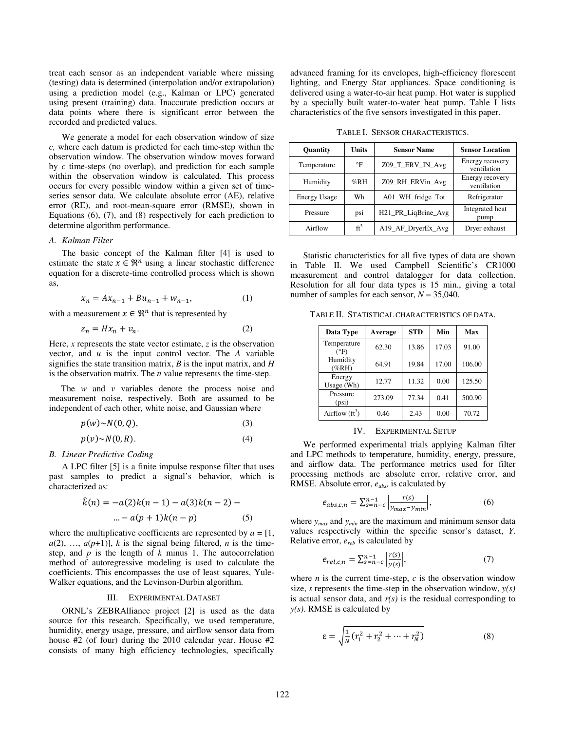treat each sensor as an independent variable where missing (testing) data is determined (interpolation and/or extrapolation) using a prediction model (e.g., Kalman or LPC) generated using present (training) data. Inaccurate prediction occurs at data points where there is significant error between the recorded and predicted values.

We generate a model for each observation window of size $c$, where each datum is predicted for each time-step within the observation window. The observation window moves forward by $c$ time-steps (no overlap), and prediction for each sample within the observation window is calculated. This process occurs for every possible window within a given set of time-series sensor data. We calculate absolute error (AE), relative error (RE), and root-mean-square error (RMSE), shown in Equations (6), (7), and (8) respectively for each prediction to determine algorithm performance.

### *A. Kalman Filter*

The basic concept of the Kalman filter [4] is used to estimate the state $x \in \Re^n$ using a linear stochastic difference equation for a discrete-time controlled process which is shown as,

$$x_n = Ax_{n-1} + Bu_{n-1} + w_{n-1}, \tag{1}$$

with a measurement $x \in \Re^n$ that is represented by

$$z_n = Hx_n + v_n. \tag{2}$$

Here, $x$ represents the state vector estimate, $z$ is the observation vector, and $u$ is the input control vector. The $A$ variable signifies the state transition matrix, $B$ is the input matrix, and $H$ is the observation matrix. The $n$ value represents the time-step.

The $w$ and $v$ variables denote the process noise and measurement noise, respectively. Both are assumed to be independent of each other, white noise, and Gaussian where

$$p(w) \sim N(0, Q), \tag{3}$$

$$p(v) \sim N(0, R). \tag{4}$$

### *B. Linear Predictive Coding*

A LPC filter [5] is a finite impulse response filter that uses past samples to predict a signal's behavior, which is characterized as:

$$\hat{k}(n) = -a(2)k(n-1) - a(3)k(n-2) - \\ \dots - a(p+1)k(n-p) \tag{5}$$

where the multiplicative coefficients are represented by $a = [1, a(2), \dots, a(p+1)]$, $k$ is the signal being filtered, $n$ is the time-step, and $p$ is the length of $k$ minus 1. The autocorrelation method of autoregressive modeling is used to calculate the coefficients. This encompasses the use of least squares, Yule-Walker equations, and the Levinson-Durbin algorithm.

## III. Experimental Dataset

ORNL's ZEBRAlliance project [2] is used as the data source for this research. Specifically, we used temperature, humidity, energy usage, pressure, and airflow sensor data from house #2 (of four) during the 2010 calendar year. House #2 consists of many high efficiency technologies, specifically advanced framing for its envelopes, high-efficiency florescent lighting, and Energy Star appliances. Space conditioning is delivered using a water-to-air heat pump. Hot water is supplied by a specially built water-to-water heat pump. Table I lists characteristics of the five sensors investigated in this paper.

TABLE I. Sensor Characteristics.

| Quantity | Units | Sensor Name | Sensor Location |
|---|---|---|---|
| Temperature | °F | Z09_T_ERV_IN_Avg | Energy recovery ventilation |
| Humidity | %RH | Z09_RH_ERVin_Avg | Energy recovery ventilation |
| Energy Usage | Wh | A01_WH_fridge_Tot | Refrigerator |
| Pressure | psi | H21_PR_LiqBrine_Avg | Integrated heat pump |
| Airflow | $ft^3$ | A19_AF_DryerEx_Avg | Dryer exhaust |

Statistic characteristics for all five types of data are shown in Table II. We used Campbell Scientific's CR1000 measurement and control datalogger for data collection. Resolution for all four data types is 15 min., giving a total number of samples for each sensor, $N$ = 35,040.

TABLE II. Statistical Characteristics of Data.

| Data Type | Average | STD | Min | Max |
|---|---|---|---|---|
| Temperature (°F) | 62.30 | 13.86 | 17.03 | 91.00 |
| Humidity (%RH) | 64.91 | 19.84 | 17.00 | 106.00 |
| Energy Usage (Wh) | 12.77 | 11.32 | 0.00 | 125.50 |
| Pressure (psi) | 273.09 | 77.34 | 0.41 | 500.90 |
| Airflow ($ft^3$) | 0.46 | 2.43 | 0.00 | 70.72 |

## IV. Experimental Setup

We performed experimental trials applying Kalman filter and LPC methods to temperature, humidity, energy, pressure, and airflow data. The performance metrics used for filter processing methods are absolute error, relative error, and RMSE. Absolute error, $e_{abs}$, is calculated by

$$e_{abs,c,n} = \sum_{s=n-c}^{n-1} \left| \frac{r(s)}{y_{max} - y_{min}} \right|, \tag{6}$$

where $y_{max}$ and $y_{min}$ are the maximum and minimum sensor data values respectively within the specific sensor's dataset, $Y$. Relative error, $e_{rel}$, is calculated by

$$e_{rel,c,n} = \sum_{s=n-c}^{n-1} \left| \frac{r(s)}{y(s)} \right|, \tag{7}$$

where $n$ is the current time-step, $c$ is the observation window size, $s$ represents the time-step in the observation window, $y(s)$ is actual sensor data, and $r(s)$ is the residual corresponding to $y(s)$. RMSE is calculated by

$$\varepsilon = \sqrt{\frac{1}{N}\left(r_1^2 + r_2^2 + \dots + r_N^2\right)} \tag{8}$$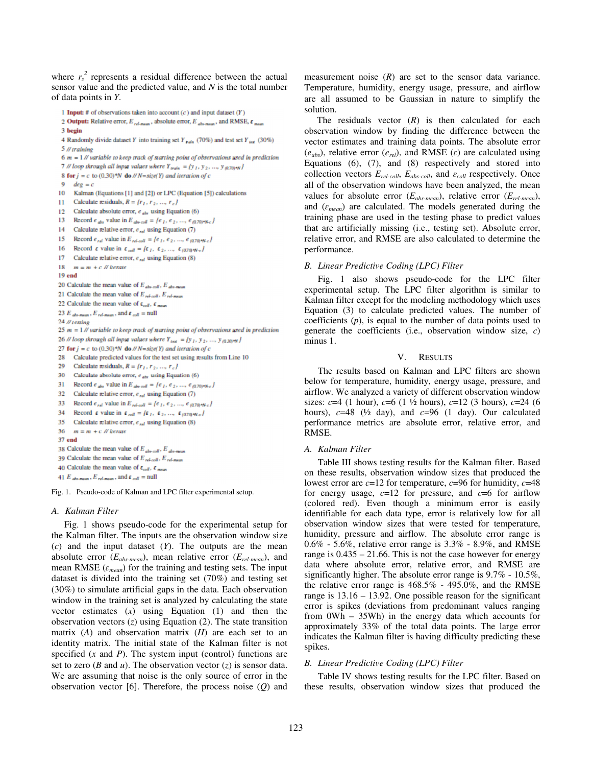where $r_s^2$ represents a residual difference between the actual sensor value and the predicted value, and $N$ is the total number of data points in $Y$.

```
1 Input: # of observations taken into account (c) and input dataset (Y)
2 Output: Relative error, E_rel-mean, absolute error, E_abs-mean, and RMSE, ε_mean
3 begin
4 Randomly divide dataset Y into training set Y_train (70%) and test set Y_test (30%)
5 // training
6 m = 1 // variable to keep track of starting point of observations used in prediction
7 // loop through all input values where Y_train = {y_1, y_2, ..., y_(0.70)*N}
8 for j = c to (0.30)*N do // N=size(Y) and iteration of c
9   deg = c
10  Kalman (Equations [1] and [2]) or LPC (Equation [5]) calculations
11  Calculate residuals, R = {r_1, r_2, ..., r_c}
12  Calculate absolute error, e_abs using Equation (6)
13  Record e_abs value in E_abs-coll = {e_1, e_2, ..., e_(0.70)*N-c}
14  Calculate relative error, e_rel using Equation (7)
15  Record e_rel value in E_rel-coll = {e_1, e_2, ..., e_(0.70)*N-c}
16  Record ε value in ε_coll = {ε_1, ε_2, ..., ε_(0.70)*N-c}
17  Calculate relative error, e_rel using Equation (8)
18  m = m + c // iterate
19 end
20 Calculate the mean value of E_abs-coll, E_abs-mean
21 Calculate the mean value of E_rel-coll, E_rel-mean
22 Calculate the mean value of ε_coll, ε_mean
23 E_abs-mean, E_rel-mean, and ε_coll = null
24 // testing
25 m = 1 // variable to keep track of starting point of observations used in prediction
26 // loop through all input values where Y_test = {y_1, y_2, ..., y_(0.30)*N}
27 for j = c to (0.30)*N do // N=size(Y) and iteration of c
28  Calculate predicted values for the test set using results from Line 10
29  Calculate residuals, R = {r_1, r_2, ..., r_c}
30  Calculate absolute error, e_abs using Equation (6)
31  Record e_abs value in E_abs-coll = {e_1, e_2, ..., e_(0.70)*N-c}
32  Calculate relative error, e_rel using Equation (7)
33  Record e_rel value in E_rel-coll = {e_1, e_2, ..., e_(0.70)*N-c}
34  Record ε value in ε_coll = {ε_1, ε_2, ..., ε_(0.70)*N-c}
35  Calculate relative error, e_rel using Equation (8)
36  m = m + c // iterate
37 end
38 Calculate the mean value of E_abs-coll, E_abs-mean
39 Calculate the mean value of E_rel-coll, E_rel-mean
40 Calculate the mean value of ε_coll, ε_mean
41 E_abs-mean, E_rel-mean, and ε_coll = null
```

Fig. 1. Pseudo-code of Kalman and LPC filter experimental setup.

### A. Kalman Filter

Fig. 1 shows pseudo-code for the experimental setup for the Kalman filter. The inputs are the observation window size ($c$) and the input dataset ($Y$). The outputs are the mean absolute error ($E_{abs\text{-}mean}$), mean relative error ($E_{rel\text{-}mean}$), and mean RMSE ($\varepsilon_{mean}$) for the training and testing sets. The input dataset is divided into the training set (70%) and testing set (30%) to simulate artificial gaps in the data. Each observation window in the training set is analyzed by calculating the state vector estimates ($x$) using Equation (1) and then the observation vectors ($z$) using Equation (2). The state transition matrix ($A$) and observation matrix ($H$) are each set to an identity matrix. The initial state of the Kalman filter is not specified ($x$ and $P$). The system input (control) functions are set to zero ($B$ and $u$). The observation vector ($z$) is sensor data. We are assuming that noise is the only source of error in the observation vector [6]. Therefore, the process noise ($Q$) and measurement noise ($R$) are set to the sensor data variance. Temperature, humidity, energy usage, pressure, and airflow are all assumed to be Gaussian in nature to simplify the solution.

The residuals vector ($R$) is then calculated for each observation window by finding the difference between the vector estimates and training data points. The absolute error ($e_{abs}$), relative error ($e_{rel}$), and RMSE ($\varepsilon$) are calculated using Equations (6), (7), and (8) respectively and stored into collection vectors $E_{rel\text{-}coll}$, $E_{abs\text{-}coll}$, and $\varepsilon_{coll}$ respectively. Once all of the observation windows have been analyzed, the mean values for absolute error ($E_{abs\text{-}mean}$), relative error ($E_{rel\text{-}mean}$), and ($\varepsilon_{mean}$) are calculated. The models generated during the training phase are used in the testing phase to predict values that are artificially missing (i.e., testing set). Absolute error, relative error, and RMSE are also calculated to determine the performance.

### B. Linear Predictive Coding (LPC) Filter

Fig. 1 also shows pseudo-code for the LPC filter experimental setup. The LPC filter algorithm is similar to Kalman filter except for the modeling methodology which uses Equation (3) to calculate predicted values. The number of coefficients ($p$), is equal to the number of data points used to generate the coefficients (i.e., observation window size, $c$) minus 1.

## V. RESULTS

The results based on Kalman and LPC filters are shown below for temperature, humidity, energy usage, pressure, and airflow. We analyzed a variety of different observation window sizes: $c$=4 (1 hour), $c$=6 (1 ½ hours), $c$=12 (3 hours), $c$=24 (6 hours), $c$=48 (½ day), and $c$=96 (1 day). Our calculated performance metrics are absolute error, relative error, and RMSE.

### A. Kalman Filter

Table III shows testing results for the Kalman filter. Based on these results, observation window sizes that produced the lowest error are $c$=12 for temperature, $c$=96 for humidity, $c$=48 for energy usage, $c$=12 for pressure, and $c$=6 for airflow (colored red). Even though a minimum error is easily identifiable for each data type, error is relatively low for all observation window sizes that were tested for temperature, humidity, pressure and airflow. The absolute error range is 0.6% - 5.6%, relative error range is 3.3% - 8.9%, and RMSE range is 0.435 – 21.66. This is not the case however for energy data where absolute error, relative error, and RMSE are significantly higher. The absolute error range is 9.7% - 10.5%, the relative error range is 468.5% - 495.0%, and the RMSE range is 13.16 – 13.92. One possible reason for the significant error is spikes (deviations from predominant values ranging from 0Wh – 35Wh) in the energy data which accounts for approximately 33% of the total data points. The large error indicates the Kalman filter is having difficulty predicting these spikes.

### B. Linear Predictive Coding (LPC) Filter

Table IV shows testing results for the LPC filter. Based on these results, observation window sizes that produced the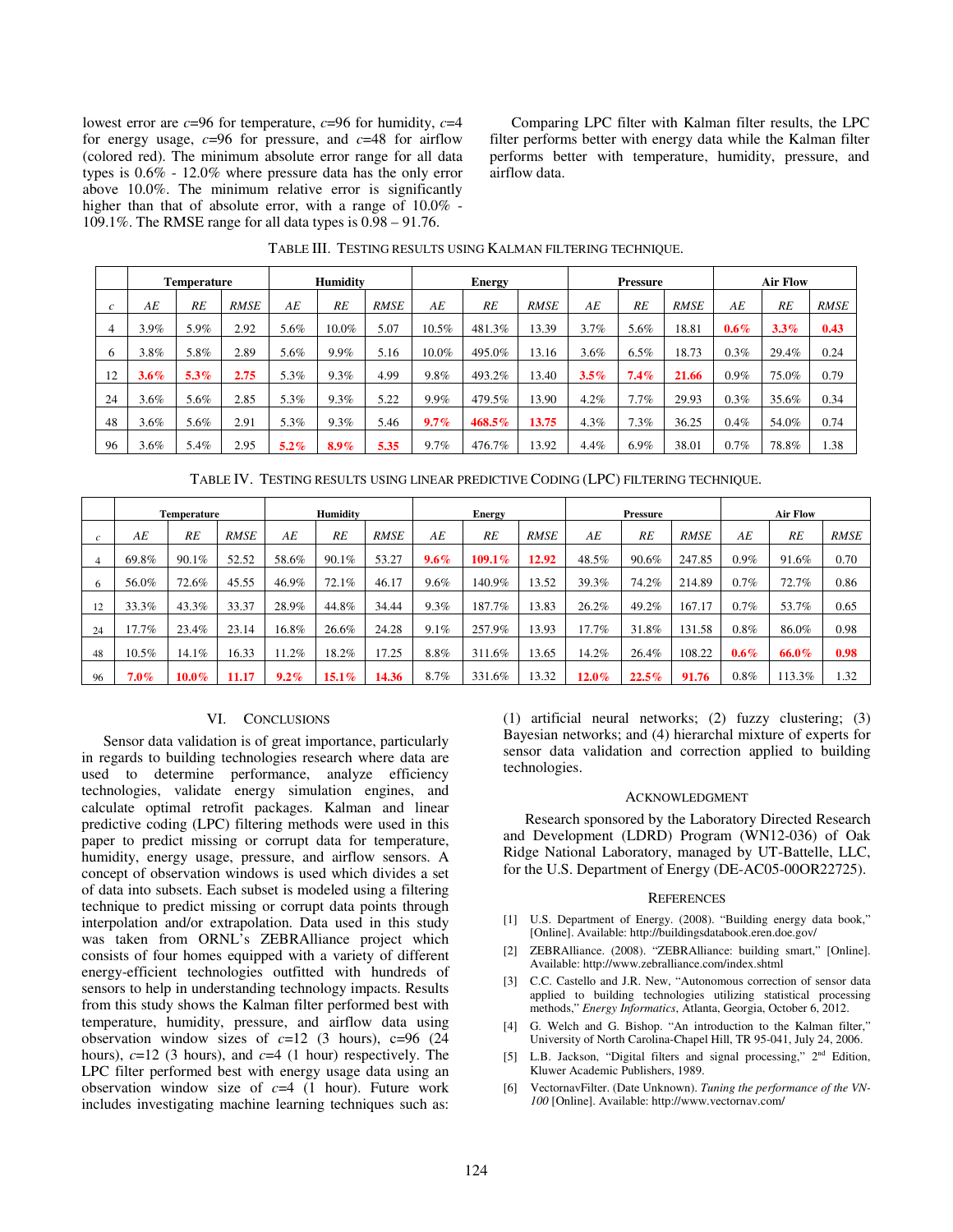lowest error are $c$=96 for temperature, $c$=96 for humidity, $c$=4 for energy usage, $c$=96 for pressure, and $c$=48 for airflow (colored red). The minimum absolute error range for all data types is 0.6% - 12.0% where pressure data has the only error above 10.0%. The minimum relative error is significantly higher than that of absolute error, with a range of 10.0% - 109.1%. The RMSE range for all data types is 0.98 – 91.76.

Comparing LPC filter with Kalman filter results, the LPC filter performs better with energy data while the Kalman filter performs better with temperature, humidity, pressure, and airflow data.

TABLE III. TESTING RESULTS USING KALMAN FILTERING TECHNIQUE.

| | Temperature | | | Humidity | | | Energy | | | Pressure | | | Air Flow | | |
|---|---|---|---|---|---|---|---|---|---|---|---|---|---|---|---|
| $c$ | *AE* | *RE* | *RMSE* | *AE* | *RE* | *RMSE* | *AE* | *RE* | *RMSE* | *AE* | *RE* | *RMSE* | *AE* | *RE* | *RMSE* |
| 4 | 3.9% | 5.9% | 2.92 | 5.6% | 10.0% | 5.07 | 10.5% | 481.3% | 13.39 | 3.7% | 5.6% | 18.81 | **0.6%** | **3.3%** | **0.43** |
| 6 | 3.8% | 5.8% | 2.89 | 5.6% | 9.9% | 5.16 | 10.0% | 495.0% | 13.16 | 3.6% | 6.5% | 18.73 | 0.3% | 29.4% | 0.24 |
| 12 | **3.6%** | **5.3%** | **2.75** | 5.3% | 9.3% | 4.99 | 9.8% | 493.2% | 13.40 | **3.5%** | **7.4%** | **21.66** | 0.9% | 75.0% | 0.79 |
| 24 | 3.6% | 5.6% | 2.85 | 5.3% | 9.3% | 5.22 | 9.9% | 479.5% | 13.90 | 4.2% | 7.7% | 29.93 | 0.3% | 35.6% | 0.34 |
| 48 | 3.6% | 5.6% | 2.91 | 5.3% | 9.3% | 5.46 | **9.7%** | **468.5%** | **13.75** | 4.3% | 7.3% | 36.25 | 0.4% | 54.0% | 0.74 |
| 96 | 3.6% | 5.4% | 2.95 | **5.2%** | **8.9%** | **5.35** | 9.7% | 476.7% | 13.92 | 4.4% | 6.9% | 38.01 | 0.7% | 78.8% | 1.38 |

TABLE IV. TESTING RESULTS USING LINEAR PREDICTIVE CODING (LPC) FILTERING TECHNIQUE.

| | Temperature | | | Humidity | | | Energy | | | Pressure | | | Air Flow | | |
|---|---|---|---|---|---|---|---|---|---|---|---|---|---|---|---|
| $c$ | *AE* | *RE* | *RMSE* | *AE* | *RE* | *RMSE* | *AE* | *RE* | *RMSE* | *AE* | *RE* | *RMSE* | *AE* | *RE* | *RMSE* |
| 4 | 69.8% | 90.1% | 52.52 | 58.6% | 90.1% | 53.27 | **9.6%** | **109.1%** | **12.92** | 48.5% | 90.6% | 247.85 | 0.9% | 91.6% | 0.70 |
| 6 | 56.0% | 72.6% | 45.55 | 46.9% | 72.1% | 46.17 | 9.6% | 140.9% | 13.52 | 39.3% | 74.2% | 214.89 | 0.7% | 72.7% | 0.86 |
| 12 | 33.3% | 43.3% | 33.37 | 28.9% | 44.8% | 34.44 | 9.3% | 187.7% | 13.83 | 26.2% | 49.2% | 167.17 | 0.7% | 53.7% | 0.65 |
| 24 | 17.7% | 23.4% | 23.14 | 16.8% | 26.6% | 24.28 | 9.1% | 257.9% | 13.93 | 17.7% | 31.8% | 131.58 | 0.8% | 86.0% | 0.98 |
| 48 | 10.5% | 14.1% | 16.33 | 11.2% | 18.2% | 17.25 | 8.8% | 311.6% | 13.65 | 14.2% | 26.4% | 108.22 | **0.6%** | **66.0%** | **0.98** |
| 96 | **7.0%** | **10.0%** | **11.17** | **9.2%** | **15.1%** | **14.36** | 8.7% | 331.6% | 13.32 | **12.0%** | **22.5%** | **91.76** | 0.8% | 113.3% | 1.32 |

## VI. CONCLUSIONS

Sensor data validation is of great importance, particularly in regards to building technologies research where data are used to determine performance, analyze efficiency technologies, validate energy simulation engines, and calculate optimal retrofit packages. Kalman and linear predictive coding (LPC) filtering methods were used in this paper to predict missing or corrupt data for temperature, humidity, energy usage, pressure, and airflow sensors. A concept of observation windows is used which divides a set of data into subsets. Each subset is modeled using a filtering technique to predict missing or corrupt data points through interpolation and/or extrapolation. Data used in this study was taken from ORNL's ZEBRAlliance project which consists of four homes equipped with a variety of different energy-efficient technologies outfitted with hundreds of sensors to help in understanding technology impacts. Results from this study shows the Kalman filter performed best with temperature, humidity, pressure, and airflow data using observation window sizes of $c$=12 (3 hours), c=96 (24 hours), $c$=12 (3 hours), and $c$=4 (1 hour) respectively. The LPC filter performed best with energy usage data using an observation window size of $c$=4 (1 hour). Future work includes investigating machine learning techniques such as: (1) artificial neural networks; (2) fuzzy clustering; (3) Bayesian networks; and (4) hierarchal mixture of experts for sensor data validation and correction applied to building technologies.

## ACKNOWLEDGMENT

Research sponsored by the Laboratory Directed Research and Development (LDRD) Program (WN12-036) of Oak Ridge National Laboratory, managed by UT-Battelle, LLC, for the U.S. Department of Energy (DE-AC05-00OR22725).

## REFERENCES

[1] U.S. Department of Energy. (2008). "Building energy data book," [Online]. Available: http://buildingsdatabook.eren.doe.gov/

[2] ZEBRAlliance. (2008). "ZEBRAlliance: building smart," [Online]. Available: http://www.zebralliance.com/index.shtml

[3] C.C. Castello and J.R. New, "Autonomous correction of sensor data applied to building technologies utilizing statistical processing methods," *Energy Informatics*, Atlanta, Georgia, October 6, 2012.

[4] G. Welch and G. Bishop. "An introduction to the Kalman filter," University of North Carolina-Chapel Hill, TR 95-041, July 24, 2006.

[5] L.B. Jackson, "Digital filters and signal processing," 2nd Edition, Kluwer Academic Publishers, 1989.

[6] VectornavFilter. (Date Unknown). *Tuning the performance of the VN-100* [Online]. Available: http://www.vectornav.com/